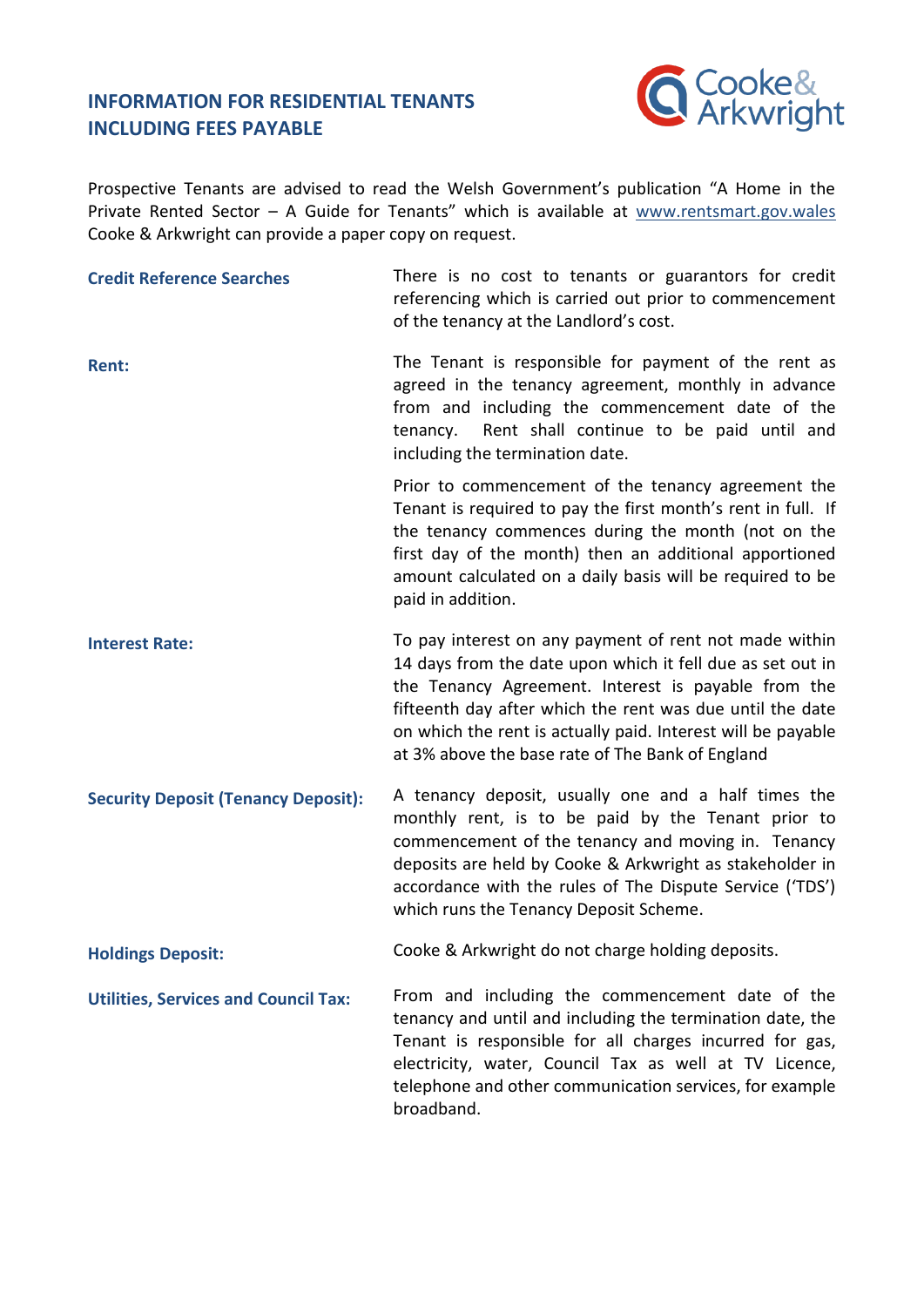# INFORMATION FOR RESIDENTIAL TENANTS INCLUDING FEES PAYABLE

Prospective Tenants are advised to read the Welsh Government's publication "A Home in the Private Rented Sector – A Guide for Tenants" which is available at www.rentsmart.gov.wales Cooke & Arkwright can provide a paper copy on request.

**Credit Reference Searches**

There is no cost to tenants or guarantors for credit referencing which is carried out prior to commencement of the tenancy at the Landlord's cost.

**Rent:**

The Tenant is responsible for payment of the rent as agreed in the tenancy agreement, monthly in advance from and including the commencement date of the tenancy. Rent shall continue to be paid until and including the termination date.

Prior to commencement of the tenancy agreement the Tenant is required to pay the first month's rent in full. If the tenancy commences during the month (not on the first day of the month) then an additional apportioned amount calculated on a daily basis will be required to be paid in addition.

**Interest Rate:**

To pay interest on any payment of rent not made within 14 days from the date upon which it fell due as set out in the Tenancy Agreement. Interest is payable from the fifteenth day after which the rent was due until the date on which the rent is actually paid. Interest will be payable at 3% above the base rate of The Bank of England

**Security Deposit (Tenancy Deposit):**

A tenancy deposit, usually one and a half times the monthly rent, is to be paid by the Tenant prior to commencement of the tenancy and moving in. Tenancy deposits are held by Cooke & Arkwright as stakeholder in accordance with the rules of The Dispute Service ('TDS') which runs the Tenancy Deposit Scheme.

**Holdings Deposit:**

Cooke & Arkwright do not charge holding deposits.

**Utilities, Services and Council Tax:**

From and including the commencement date of the tenancy and until and including the termination date, the Tenant is responsible for all charges incurred for gas, electricity, water, Council Tax as well at TV Licence, telephone and other communication services, for example broadband.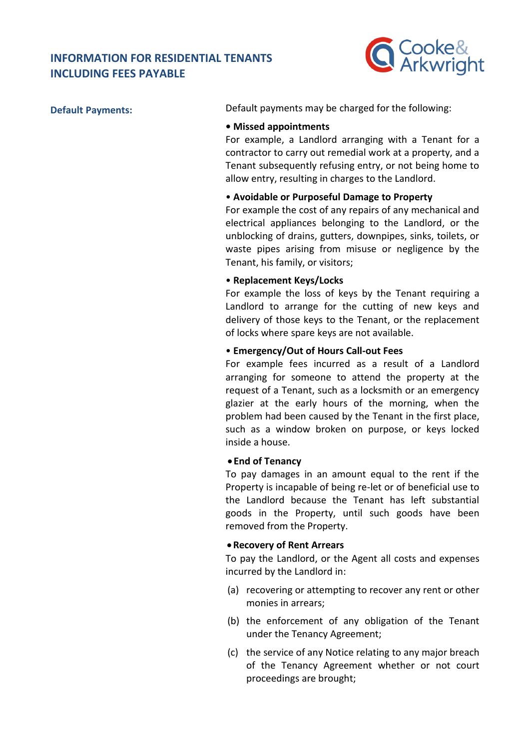**Default Payments:**

Default payments may be charged for the following:

**• Missed appointments**
For example, a Landlord arranging with a Tenant for a contractor to carry out remedial work at a property, and a Tenant subsequently refusing entry, or not being home to allow entry, resulting in charges to the Landlord.

**• Avoidable or Purposeful Damage to Property**
For example the cost of any repairs of any mechanical and electrical appliances belonging to the Landlord, or the unblocking of drains, gutters, downpipes, sinks, toilets, or waste pipes arising from misuse or negligence by the Tenant, his family, or visitors;

**• Replacement Keys/Locks**
For example the loss of keys by the Tenant requiring a Landlord to arrange for the cutting of new keys and delivery of those keys to the Tenant, or the replacement of locks where spare keys are not available.

**• Emergency/Out of Hours Call-out Fees**
For example fees incurred as a result of a Landlord arranging for someone to attend the property at the request of a Tenant, such as a locksmith or an emergency glazier at the early hours of the morning, when the problem had been caused by the Tenant in the first place, such as a window broken on purpose, or keys locked inside a house.

**• End of Tenancy**
To pay damages in an amount equal to the rent if the Property is incapable of being re-let or of beneficial use to the Landlord because the Tenant has left substantial goods in the Property, until such goods have been removed from the Property.

**• Recovery of Rent Arrears**
To pay the Landlord, or the Agent all costs and expenses incurred by the Landlord in:

(a) recovering or attempting to recover any rent or other monies in arrears;

(b) the enforcement of any obligation of the Tenant under the Tenancy Agreement;

(c) the service of any Notice relating to any major breach of the Tenancy Agreement whether or not court proceedings are brought;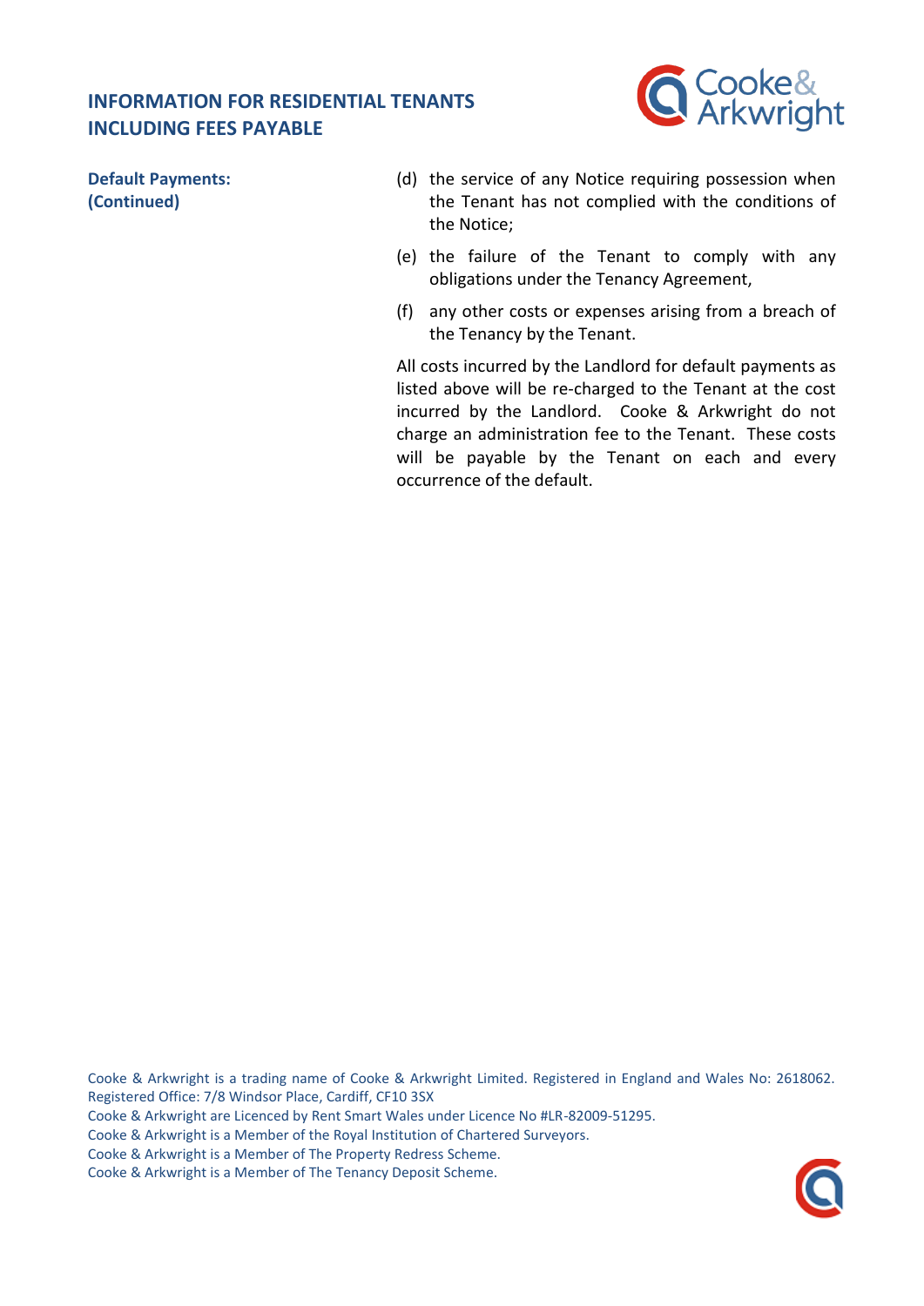**Default Payments: (Continued)**

(d) the service of any Notice requiring possession when the Tenant has not complied with the conditions of the Notice;

(e) the failure of the Tenant to comply with any obligations under the Tenancy Agreement,

(f) any other costs or expenses arising from a breach of the Tenancy by the Tenant.

All costs incurred by the Landlord for default payments as listed above will be re-charged to the Tenant at the cost incurred by the Landlord. Cooke & Arkwright do not charge an administration fee to the Tenant. These costs will be payable by the Tenant on each and every occurrence of the default.